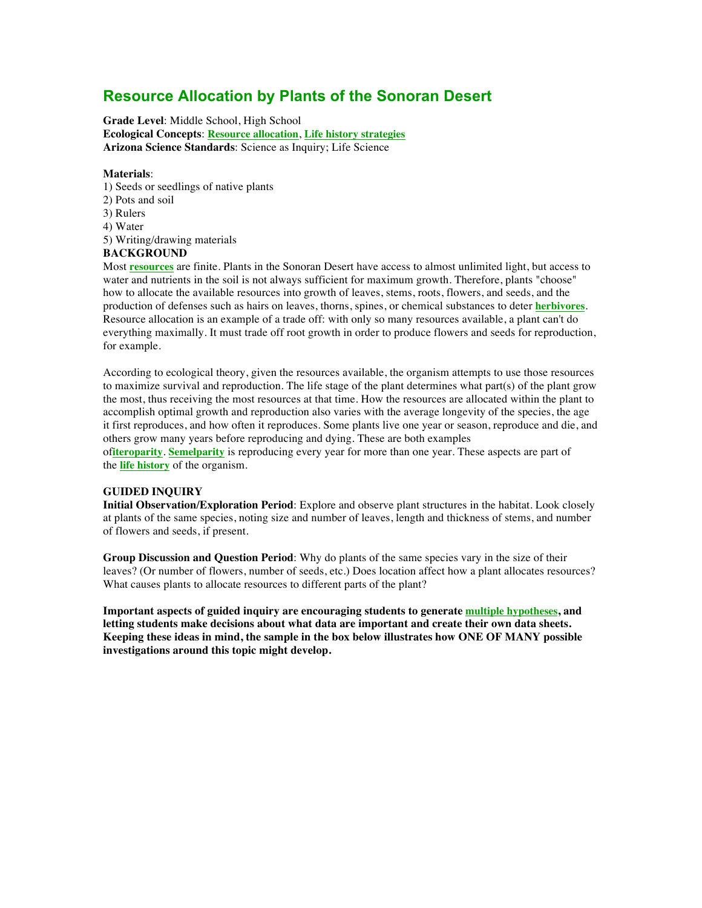# Resource Allocation by Plants of the Sonoran Desert

**Grade Level**: Middle School, High School
**Ecological Concepts**: **Resource allocation**, **Life history strategies**
**Arizona Science Standards**: Science as Inquiry; Life Science

**Materials**:
1) Seeds or seedlings of native plants
2) Pots and soil
3) Rulers
4) Water
5) Writing/drawing materials

**BACKGROUND**

Most **resources** are finite. Plants in the Sonoran Desert have access to almost unlimited light, but access to water and nutrients in the soil is not always sufficient for maximum growth. Therefore, plants "choose" how to allocate the available resources into growth of leaves, stems, roots, flowers, and seeds, and the production of defenses such as hairs on leaves, thorns, spines, or chemical substances to deter **herbivores**. Resource allocation is an example of a trade off: with only so many resources available, a plant can't do everything maximally. It must trade off root growth in order to produce flowers and seeds for reproduction, for example.

According to ecological theory, given the resources available, the organism attempts to use those resources to maximize survival and reproduction. The life stage of the plant determines what part(s) of the plant grow the most, thus receiving the most resources at that time. How the resources are allocated within the plant to accomplish optimal growth and reproduction also varies with the average longevity of the species, the age it first reproduces, and how often it reproduces. Some plants live one year or season, reproduce and die, and others grow many years before reproducing and dying. These are both examples of**iteroparity**. **Semelparity** is reproducing every year for more than one year. These aspects are part of the **life history** of the organism.

**GUIDED INQUIRY**

**Initial Observation/Exploration Period**: Explore and observe plant structures in the habitat. Look closely at plants of the same species, noting size and number of leaves, length and thickness of stems, and number of flowers and seeds, if present.

**Group Discussion and Question Period**: Why do plants of the same species vary in the size of their leaves? (Or number of flowers, number of seeds, etc.) Does location affect how a plant allocates resources? What causes plants to allocate resources to different parts of the plant?

**Important aspects of guided inquiry are encouraging students to generate multiple hypotheses, and letting students make decisions about what data are important and create their own data sheets. Keeping these ideas in mind, the sample in the box below illustrates how ONE OF MANY possible investigations around this topic might develop.**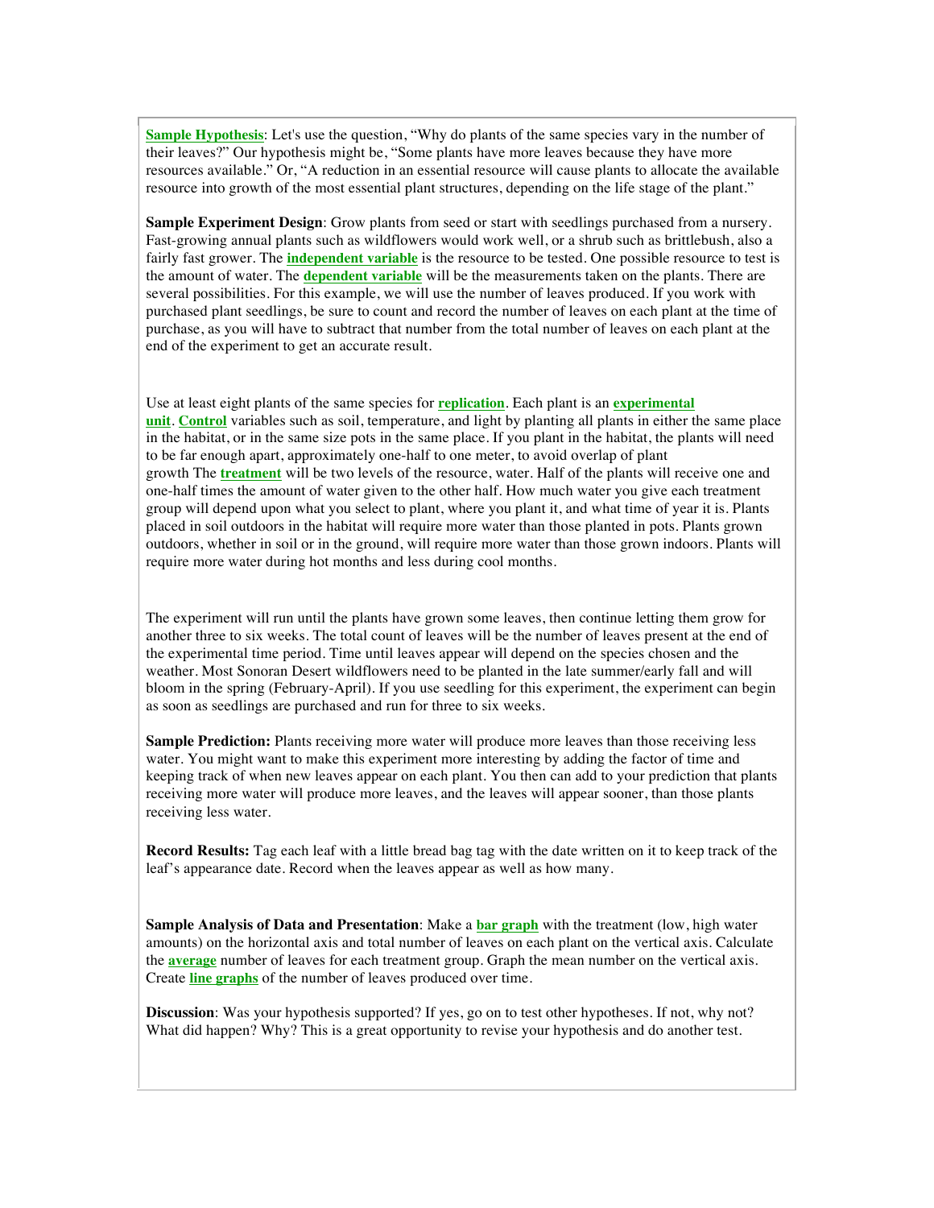**Sample Hypothesis**: Let's use the question, "Why do plants of the same species vary in the number of their leaves?" Our hypothesis might be, "Some plants have more leaves because they have more resources available." Or, "A reduction in an essential resource will cause plants to allocate the available resource into growth of the most essential plant structures, depending on the life stage of the plant."

**Sample Experiment Design**: Grow plants from seed or start with seedlings purchased from a nursery. Fast-growing annual plants such as wildflowers would work well, or a shrub such as brittlebush, also a fairly fast grower. The **independent variable** is the resource to be tested. One possible resource to test is the amount of water. The **dependent variable** will be the measurements taken on the plants. There are several possibilities. For this example, we will use the number of leaves produced. If you work with purchased plant seedlings, be sure to count and record the number of leaves on each plant at the time of purchase, as you will have to subtract that number from the total number of leaves on each plant at the end of the experiment to get an accurate result.

Use at least eight plants of the same species for **replication**. Each plant is an **experimental unit**. **Control** variables such as soil, temperature, and light by planting all plants in either the same place in the habitat, or in the same size pots in the same place. If you plant in the habitat, the plants will need to be far enough apart, approximately one-half to one meter, to avoid overlap of plant growth The **treatment** will be two levels of the resource, water. Half of the plants will receive one and one-half times the amount of water given to the other half. How much water you give each treatment group will depend upon what you select to plant, where you plant it, and what time of year it is. Plants placed in soil outdoors in the habitat will require more water than those planted in pots. Plants grown outdoors, whether in soil or in the ground, will require more water than those grown indoors. Plants will require more water during hot months and less during cool months.

The experiment will run until the plants have grown some leaves, then continue letting them grow for another three to six weeks. The total count of leaves will be the number of leaves present at the end of the experimental time period. Time until leaves appear will depend on the species chosen and the weather. Most Sonoran Desert wildflowers need to be planted in the late summer/early fall and will bloom in the spring (February-April). If you use seedling for this experiment, the experiment can begin as soon as seedlings are purchased and run for three to six weeks.

**Sample Prediction:** Plants receiving more water will produce more leaves than those receiving less water. You might want to make this experiment more interesting by adding the factor of time and keeping track of when new leaves appear on each plant. You then can add to your prediction that plants receiving more water will produce more leaves, and the leaves will appear sooner, than those plants receiving less water.

**Record Results:** Tag each leaf with a little bread bag tag with the date written on it to keep track of the leaf's appearance date. Record when the leaves appear as well as how many.

**Sample Analysis of Data and Presentation**: Make a **bar graph** with the treatment (low, high water amounts) on the horizontal axis and total number of leaves on each plant on the vertical axis. Calculate the **average** number of leaves for each treatment group. Graph the mean number on the vertical axis. Create **line graphs** of the number of leaves produced over time.

**Discussion**: Was your hypothesis supported? If yes, go on to test other hypotheses. If not, why not? What did happen? Why? This is a great opportunity to revise your hypothesis and do another test.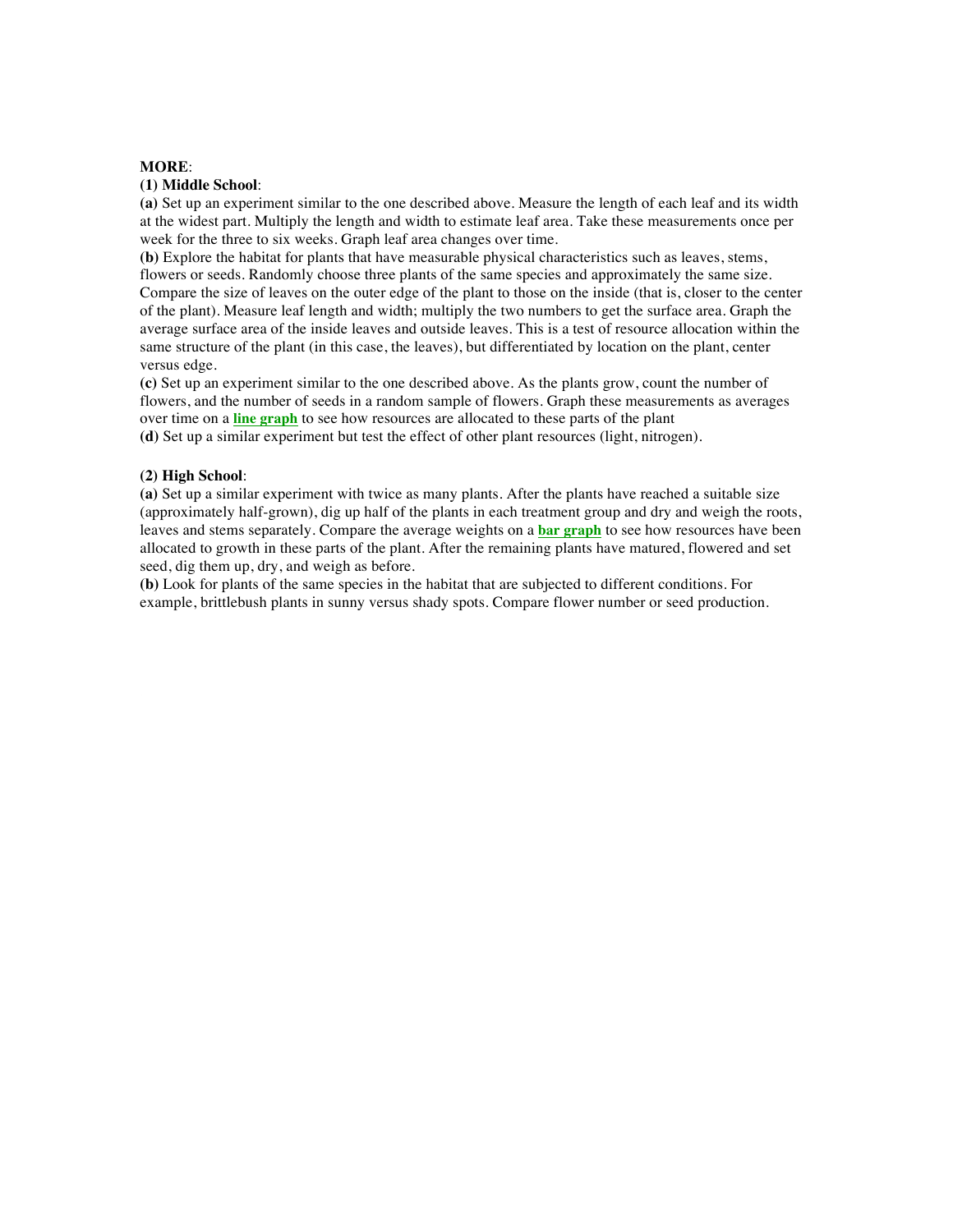**MORE**:

**(1) Middle School**:

**(a)** Set up an experiment similar to the one described above. Measure the length of each leaf and its width at the widest part. Multiply the length and width to estimate leaf area. Take these measurements once per week for the three to six weeks. Graph leaf area changes over time.

**(b)** Explore the habitat for plants that have measurable physical characteristics such as leaves, stems, flowers or seeds. Randomly choose three plants of the same species and approximately the same size. Compare the size of leaves on the outer edge of the plant to those on the inside (that is, closer to the center of the plant). Measure leaf length and width; multiply the two numbers to get the surface area. Graph the average surface area of the inside leaves and outside leaves. This is a test of resource allocation within the same structure of the plant (in this case, the leaves), but differentiated by location on the plant, center versus edge.

**(c)** Set up an experiment similar to the one described above. As the plants grow, count the number of flowers, and the number of seeds in a random sample of flowers. Graph these measurements as averages over time on a **line graph** to see how resources are allocated to these parts of the plant

**(d)** Set up a similar experiment but test the effect of other plant resources (light, nitrogen).

**(2) High School**:

**(a)** Set up a similar experiment with twice as many plants. After the plants have reached a suitable size (approximately half-grown), dig up half of the plants in each treatment group and dry and weigh the roots, leaves and stems separately. Compare the average weights on a **bar graph** to see how resources have been allocated to growth in these parts of the plant. After the remaining plants have matured, flowered and set seed, dig them up, dry, and weigh as before.

**(b)** Look for plants of the same species in the habitat that are subjected to different conditions. For example, brittlebush plants in sunny versus shady spots. Compare flower number or seed production.